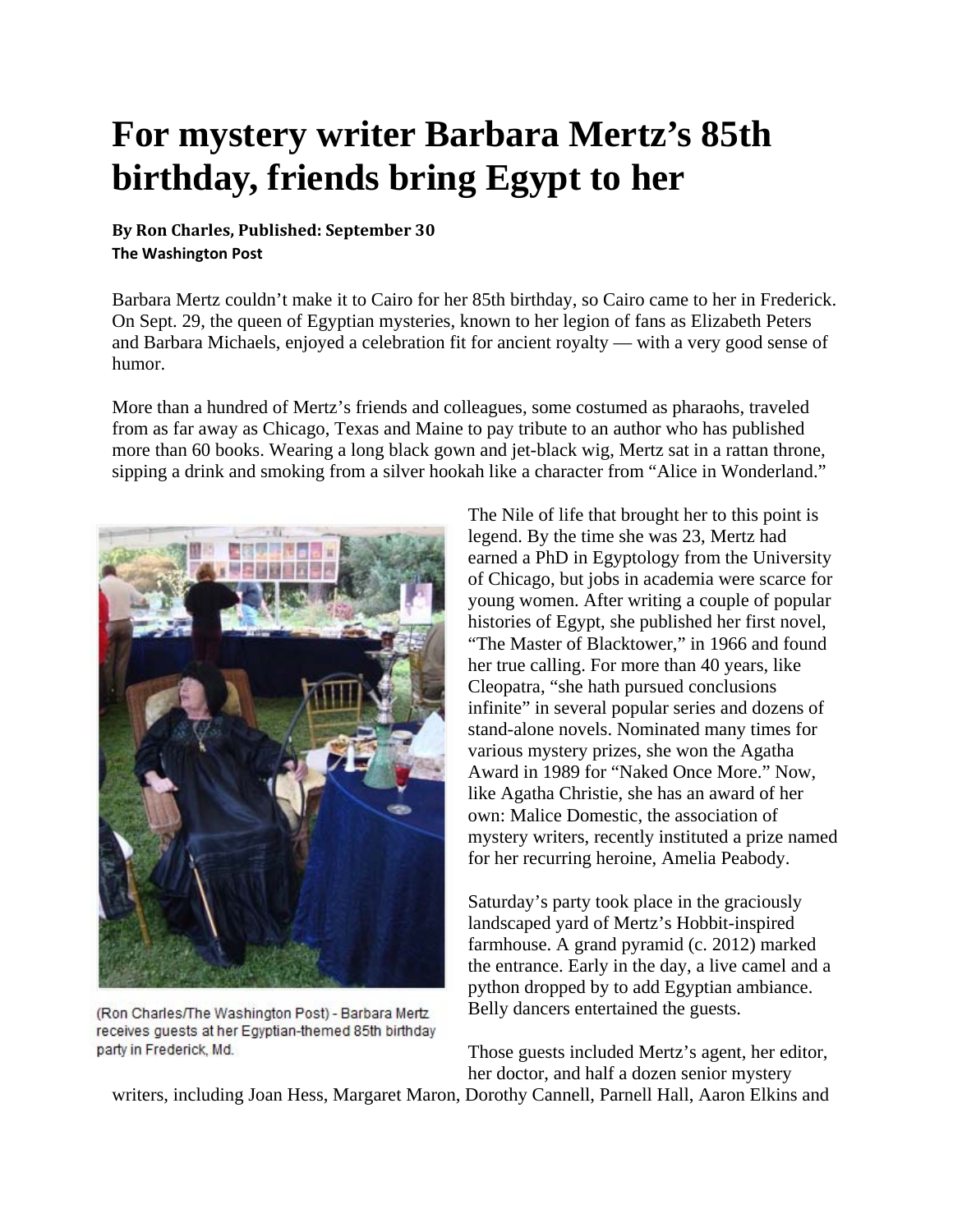# For mystery writer Barbara Mertz's 85th birthday, friends bring Egypt to her

**By Ron Charles, Published: September 30**
**The Washington Post**

Barbara Mertz couldn't make it to Cairo for her 85th birthday, so Cairo came to her in Frederick. On Sept. 29, the queen of Egyptian mysteries, known to her legion of fans as Elizabeth Peters and Barbara Michaels, enjoyed a celebration fit for ancient royalty — with a very good sense of humor.

More than a hundred of Mertz's friends and colleagues, some costumed as pharaohs, traveled from as far away as Chicago, Texas and Maine to pay tribute to an author who has published more than 60 books. Wearing a long black gown and jet-black wig, Mertz sat in a rattan throne, sipping a drink and smoking from a silver hookah like a character from "Alice in Wonderland."

(Ron Charles/The Washington Post) - Barbara Mertz receives guests at her Egyptian-themed 85th birthday party in Frederick, Md.

The Nile of life that brought her to this point is legend. By the time she was 23, Mertz had earned a PhD in Egyptology from the University of Chicago, but jobs in academia were scarce for young women. After writing a couple of popular histories of Egypt, she published her first novel, "The Master of Blacktower," in 1966 and found her true calling. For more than 40 years, like Cleopatra, "she hath pursued conclusions infinite" in several popular series and dozens of stand-alone novels. Nominated many times for various mystery prizes, she won the Agatha Award in 1989 for "Naked Once More." Now, like Agatha Christie, she has an award of her own: Malice Domestic, the association of mystery writers, recently instituted a prize named for her recurring heroine, Amelia Peabody.

Saturday's party took place in the graciously landscaped yard of Mertz's Hobbit-inspired farmhouse. A grand pyramid (c. 2012) marked the entrance. Early in the day, a live camel and a python dropped by to add Egyptian ambiance. Belly dancers entertained the guests.

Those guests included Mertz's agent, her editor, her doctor, and half a dozen senior mystery writers, including Joan Hess, Margaret Maron, Dorothy Cannell, Parnell Hall, Aaron Elkins and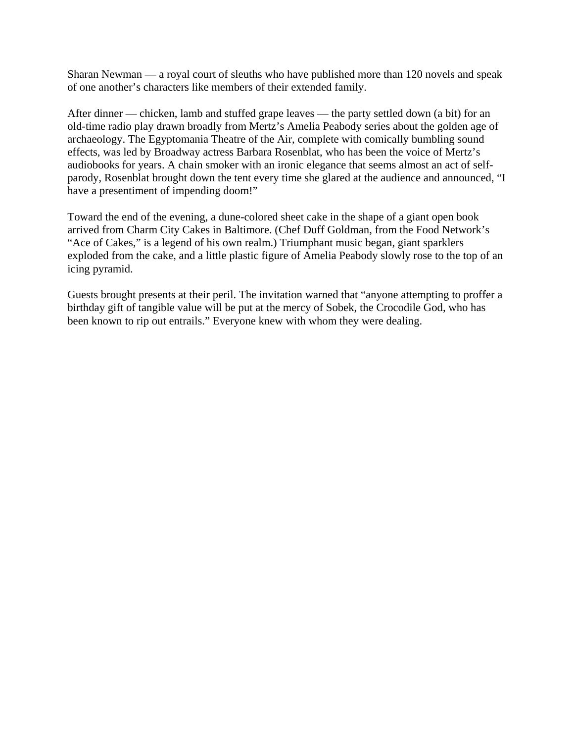Sharan Newman — a royal court of sleuths who have published more than 120 novels and speak of one another's characters like members of their extended family.

After dinner — chicken, lamb and stuffed grape leaves — the party settled down (a bit) for an old-time radio play drawn broadly from Mertz's Amelia Peabody series about the golden age of archaeology. The Egyptomania Theatre of the Air, complete with comically bumbling sound effects, was led by Broadway actress Barbara Rosenblat, who has been the voice of Mertz's audiobooks for years. A chain smoker with an ironic elegance that seems almost an act of self-parody, Rosenblat brought down the tent every time she glared at the audience and announced, "I have a presentiment of impending doom!"

Toward the end of the evening, a dune-colored sheet cake in the shape of a giant open book arrived from Charm City Cakes in Baltimore. (Chef Duff Goldman, from the Food Network's "Ace of Cakes," is a legend of his own realm.) Triumphant music began, giant sparklers exploded from the cake, and a little plastic figure of Amelia Peabody slowly rose to the top of an icing pyramid.

Guests brought presents at their peril. The invitation warned that "anyone attempting to proffer a birthday gift of tangible value will be put at the mercy of Sobek, the Crocodile God, who has been known to rip out entrails." Everyone knew with whom they were dealing.